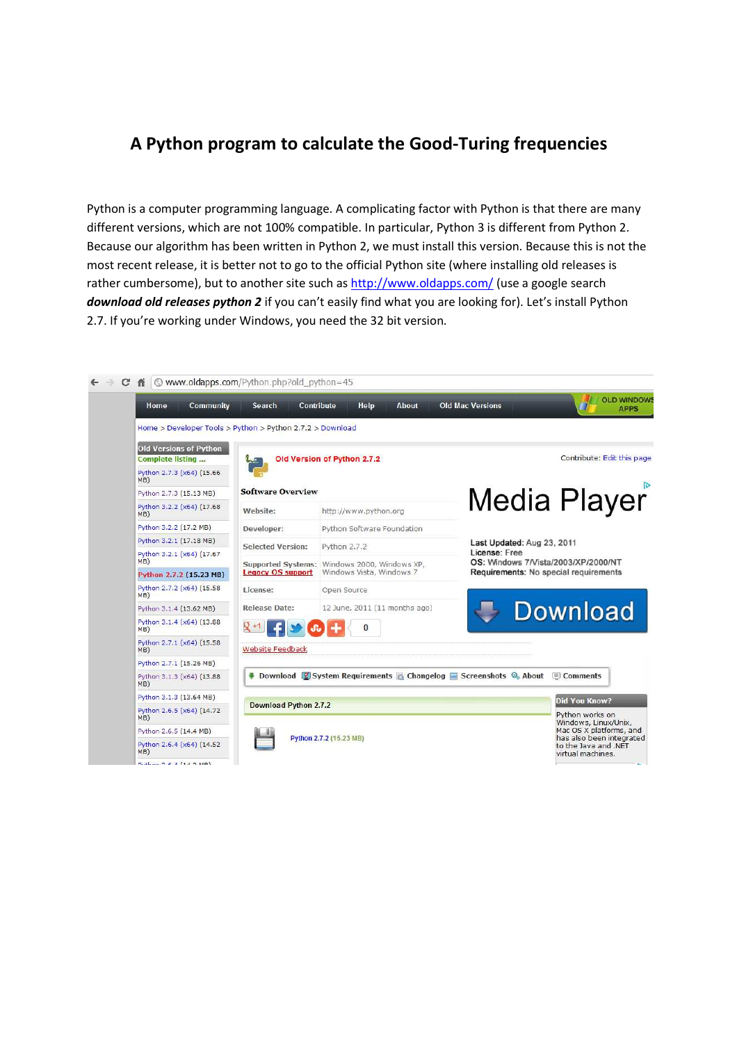# A Python program to calculate the Good-Turing frequencies

Python is a computer programming language. A complicating factor with Python is that there are many different versions, which are not 100% compatible. In particular, Python 3 is different from Python 2. Because our algorithm has been written in Python 2, we must install this version. Because this is not the most recent release, it is better not to go to the official Python site (where installing old releases is rather cumbersome), but to another site such as http://www.oldapps.com/ (use a google search ***download old releases python 2*** if you can't easily find what you are looking for). Let's install Python 2.7. If you're working under Windows, you need the 32 bit version.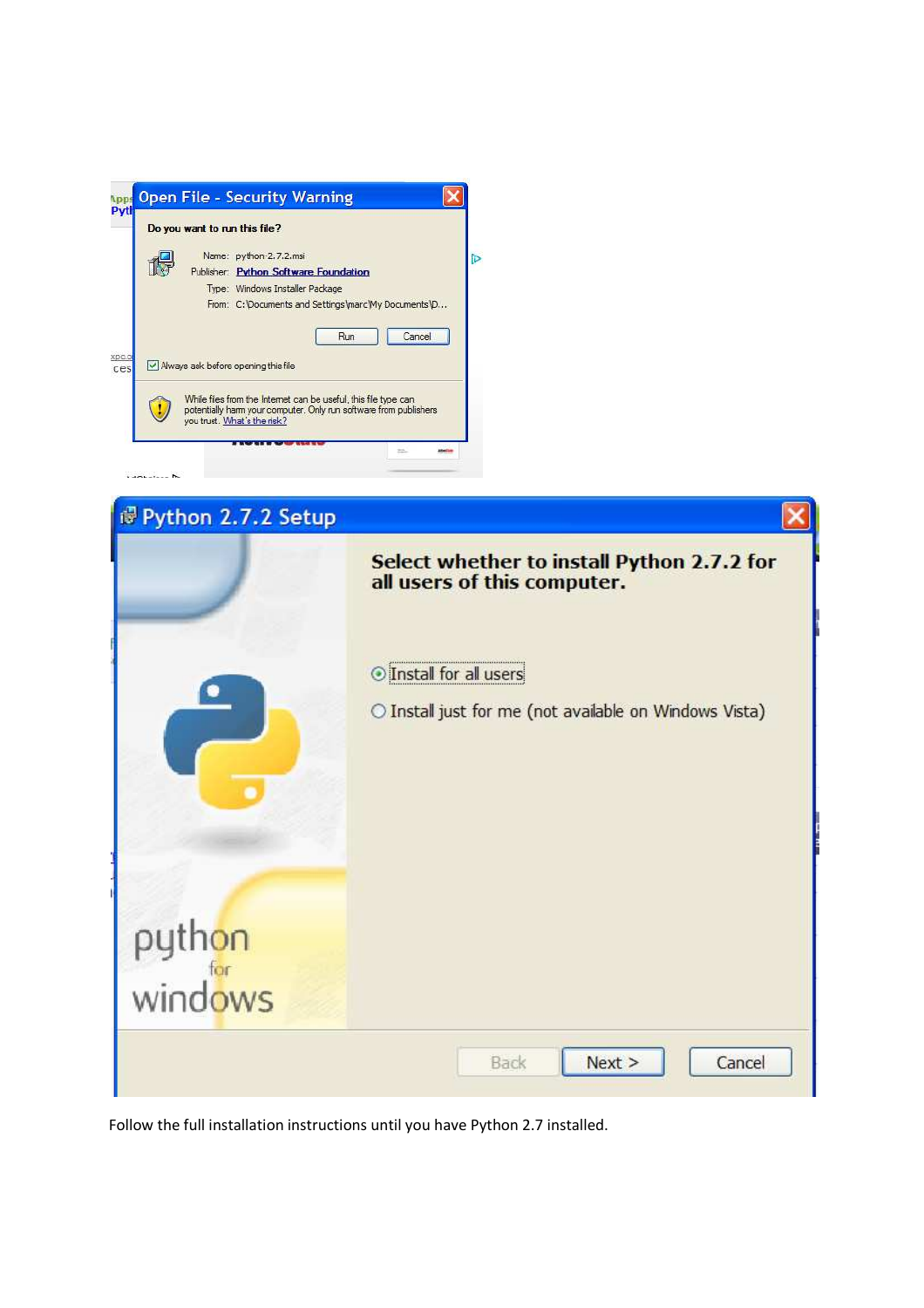Follow the full installation instructions until you have Python 2.7 installed.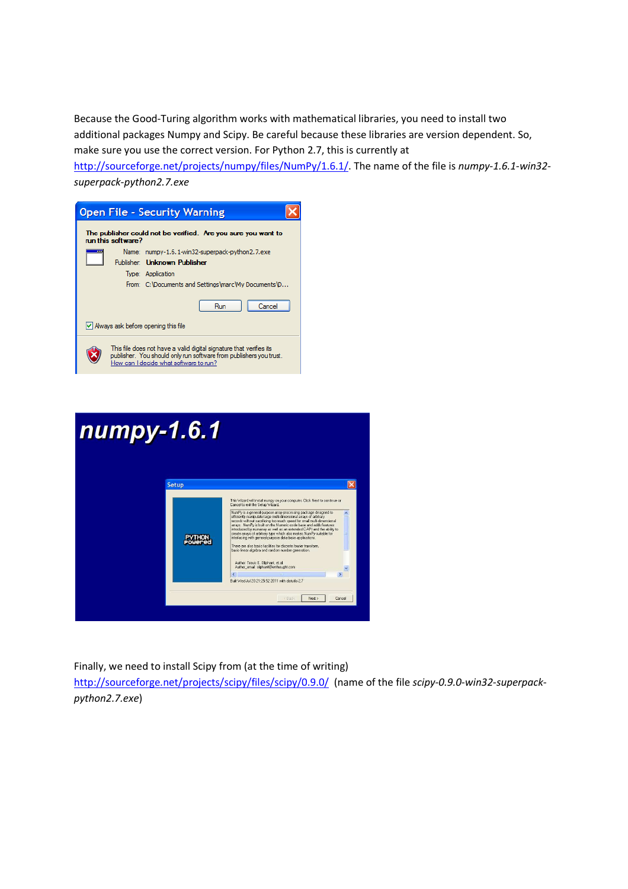Because the Good-Turing algorithm works with mathematical libraries, you need to install two additional packages Numpy and Scipy. Be careful because these libraries are version dependent. So, make sure you use the correct version. For Python 2.7, this is currently at http://sourceforge.net/projects/numpy/files/NumPy/1.6.1/. The name of the file is *numpy-1.6.1-win32-superpack-python2.7.exe*

Finally, we need to install Scipy from (at the time of writing) http://sourceforge.net/projects/scipy/files/scipy/0.9.0/ (name of the file *scipy-0.9.0-win32-superpack-python2.7.exe*)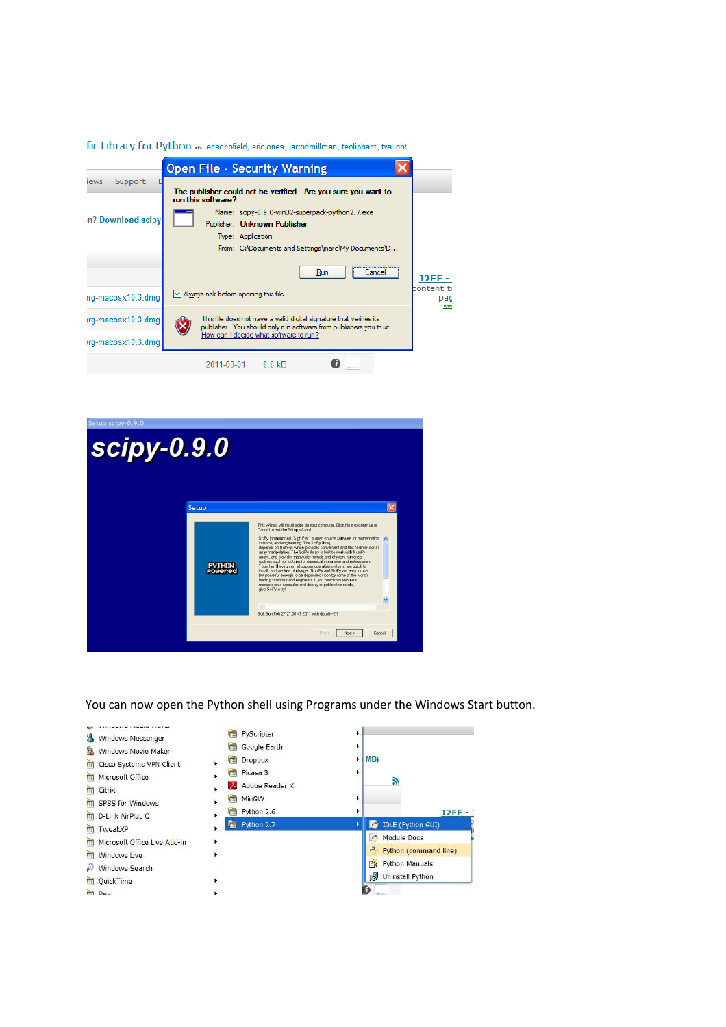You can now open the Python shell using Programs under the Windows Start button.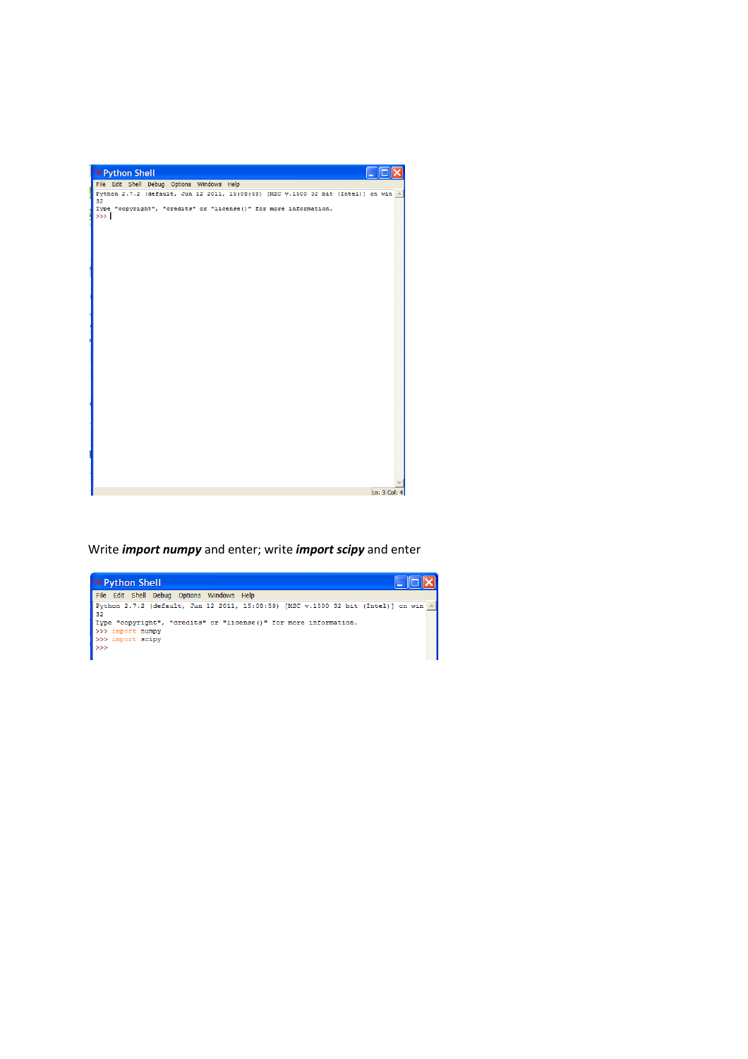```
Python 2.7.2 (default, Jun 12 2011, 15:08:59) [MSC v.1500 32 bit (Intel)] on win
32
Type "copyright", "credits" or "license()" for more information.
>>> 
```

Write ***import numpy*** and enter; write ***import scipy*** and enter

```
Python 2.7.2 (default, Jun 12 2011, 15:08:59) [MSC v.1500 32 bit (Intel)] on win
32
Type "copyright", "credits" or "license()" for more information.
>>> import numpy
>>> import scipy
>>> 
```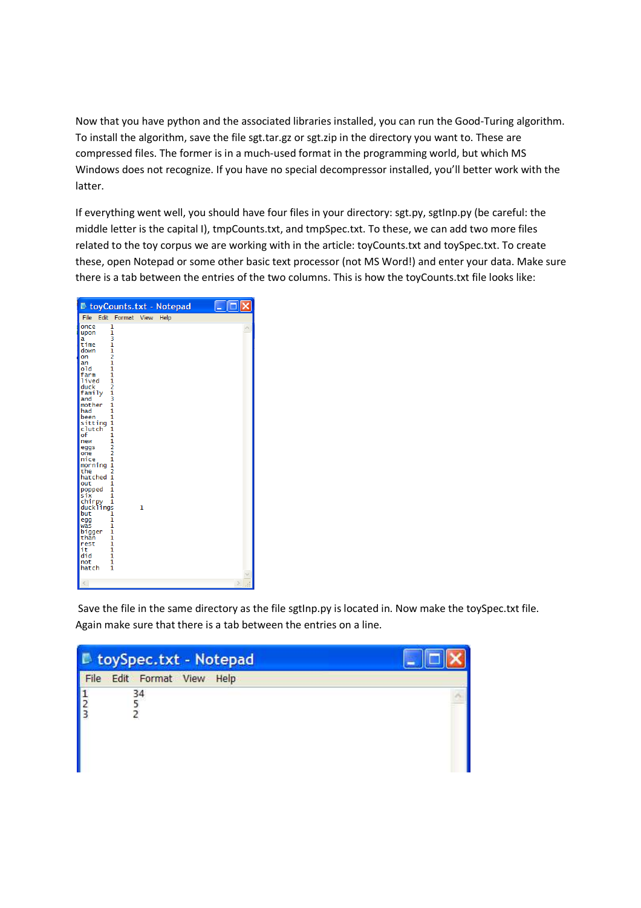Now that you have python and the associated libraries installed, you can run the Good-Turing algorithm. To install the algorithm, save the file sgt.tar.gz or sgt.zip in the directory you want to. These are compressed files. The former is in a much-used format in the programming world, but which MS Windows does not recognize. If you have no special decompressor installed, you'll better work with the latter.

If everything went well, you should have four files in your directory: sgt.py, sgtInp.py (be careful: the middle letter is the capital I), tmpCounts.txt, and tmpSpec.txt. To these, we can add two more files related to the toy corpus we are working with in the article: toyCounts.txt and toySpec.txt. To create these, open Notepad or some other basic text processor (not MS Word!) and enter your data. Make sure there is a tab between the entries of the two columns. This is how the toyCounts.txt file looks like:

```
toyCounts.txt - Notepad
File  Edit  Format  View  Help
once	1
upon	1
a	3
time	1
down	1
on	2
an	1
old	1
farm	1
lived	1
duck	2
family	1
and	3
mother	1
had	1
been	1
sitting	1
clutch	1
of	1
new	1
eggs	2
one	2
nice	1
morning	1
the	2
hatched	1
out	1
popped	1
six	1
chirpy	1
ducklings	1
but	1
egg	1
was	1
bigger	1
than	1
rest	1
it	1
did	1
not	1
hatch	1
```

Save the file in the same directory as the file sgtInp.py is located in. Now make the toySpec.txt file. Again make sure that there is a tab between the entries on a line.

```
toySpec.txt - Notepad
File  Edit  Format  View  Help
1	34
2	5
3	2
```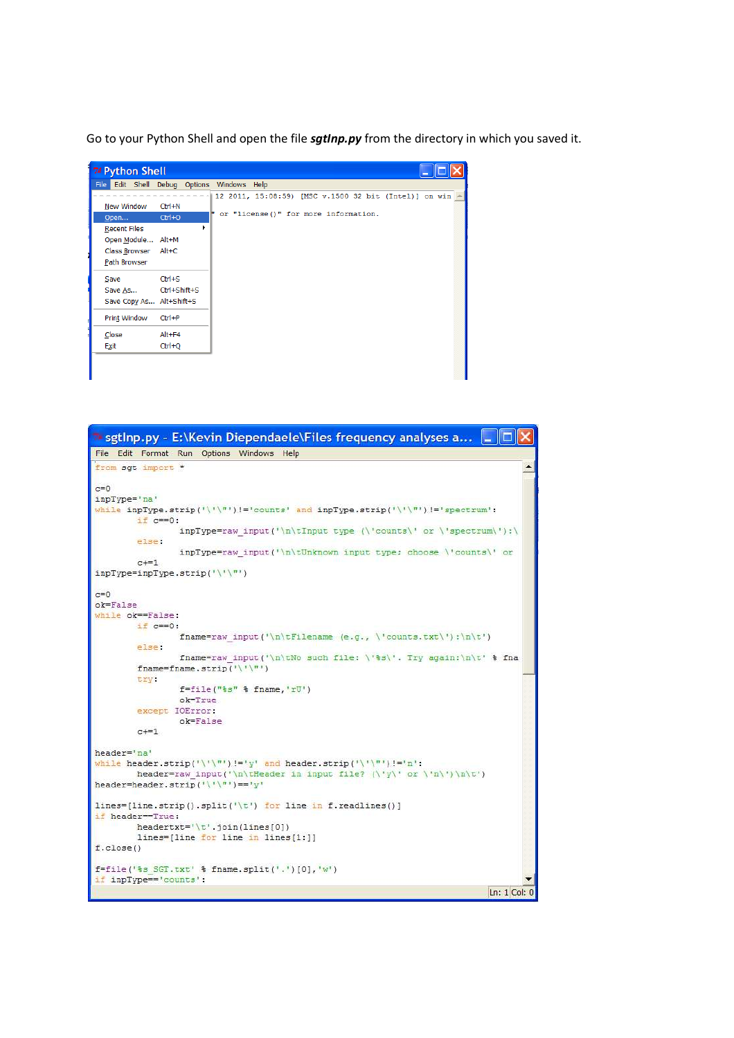Go to your Python Shell and open the file ***sgtInp.py*** from the directory in which you saved it.

```
Python Shell
File  Edit  Shell  Debug  Options  Windows  Help

New Window      Ctrl+N
Open...         Ctrl+O
Recent Files
Open Module...  Alt+M
Class Browser   Alt+C
Path Browser

Save            Ctrl+S
Save As...      Ctrl+Shift+S
Save Copy As... Alt+Shift+S

Print Window    Ctrl+P

Close           Alt+F4
Exit            Ctrl+Q

12 2011, 15:08:59) [MSC v.1500 32 bit (Intel)] on win
" or "license()" for more information.
```

```
sgtInp.py - E:\Kevin Diependaele\Files frequency analyses a...
File  Edit  Format  Run  Options  Windows  Help

from sgt import *

c=0
inpType='na'
while inpType.strip('\'\"')!='counts' and inpType.strip('\'\"')!='spectrum':
        if c==0:
                inpType=raw_input('\n\tInput type (\'counts\' or \'spectrum\'):\
        else:
                inpType=raw_input('\n\tUnknown input type: choose \'counts\' or
        c+=1
inpType=inpType.strip('\'\"')

c=0
ok=False
while ok==False:
        if c==0:
                fname=raw_input('\n\tFilename (e.g., \'counts.txt\'):\n\t')
        else:
                fname=raw_input('\n\tNo such file: \'%s\'. Try again:\n\t' % fna
        fname=fname.strip('\'\"')
        try:
                f=file("%s" % fname,'rU')
                ok=True
        except IOError:
                ok=False
        c+=1

header='na'
while header.strip('\'\"')!='y' and header.strip('\'\"')!='n':
        header=raw_input('\n\tHeader in input file? (\'y\' or \'n\')\n\t')
header=header.strip('\'\"')=='y'

lines=[line.strip().split('\t') for line in f.readlines()]
if header==True:
        headertxt='\t'.join(lines[0])
        lines=[line for line in lines[1:]]
f.close()

f=file('%s_SGT.txt' % fname.split('.')[0],'w')
if inpType=='counts':

Ln: 1 Col: 0
```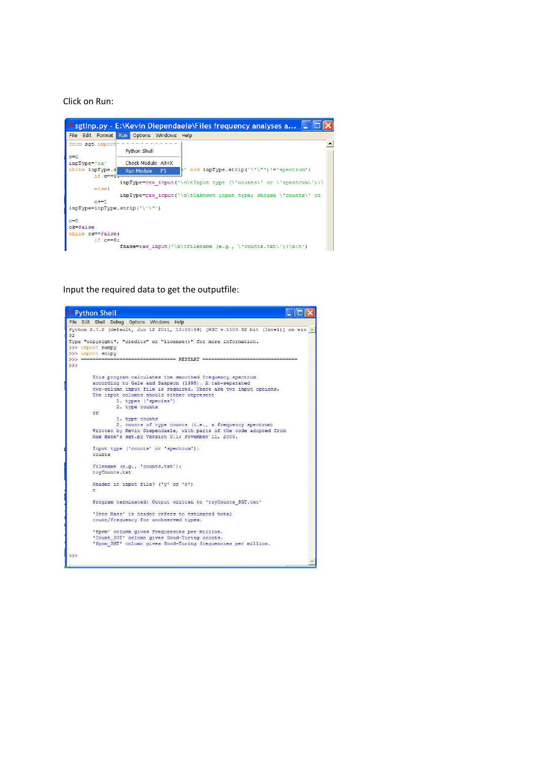Click on Run:

```
sgtInp.py - E:\Kevin Diependaele\Files frequency analyses a...
File  Edit  Format  Run  Options  Windows  Help
                    Python Shell
                    Check Module   Alt+X
                    Run Module     F5

from sgt import
c=0
inpType='na'
while inpType.s                     ' and inpType.strip('\'\"')!='spectrum':
        if c==0:
                inpType=raw_input('\n\tInput type (\'counts\' or \'spectrum\'):\
        else:
                inpType=raw_input('\n\tUnknown input type; choose \'counts\' or
        c+=1
inpType=inpType.strip('\'\"')

c=0
ok=False
while ok==False:
        if c==0:
                fname=raw_input('\n\tFilename (e.g., \'counts.txt\'):\n\t')
```

Input the required data to get the outputfile:

```
Python Shell
File  Edit  Shell  Debug  Options  Windows  Help
Python 2.7.2 (default, Jun 12 2011, 15:08:59) [MSC v.1500 32 bit (Intel)] on win
32
Type "copyright", "credits" or "license()" for more information.
>>> import numpy
>>> import scipy
>>> ================================ RESTART ================================
>>>

        This program calculates the smoothed frequency spectrum
        according to Gale and Sampson (1995). A tab-separated
        two-column input file is required. There are two input options.
        The input columns should either represent
                1. types ('species')
                2. type counts
        or
                1. type counts
                2. counts of type counts (i.e., a frequency spectrum)
        Written by Kevin Diependaele, with parts of the code adopted from
        Max Bane's sgt.py Version 0.1: November 11, 2009.

        Input type ('counts' or 'spectrum'):
        counts

        Filename (e.g., 'counts.txt'):
        toyCounts.txt

        Header in input file? ('y' or 'n')
        n

        Program terminated: Output written to 'toyCounts_SGT.txt'

        'Zero Mass' in header refers to estimated total
        count/frequency for unobserved types.

        'fprm' column gives frequencies per million.
        'Count_SGT' column gives Good-Turing counts.
        'fprm_SGT' column gives Good-Turing frequencies per million.

>>>
```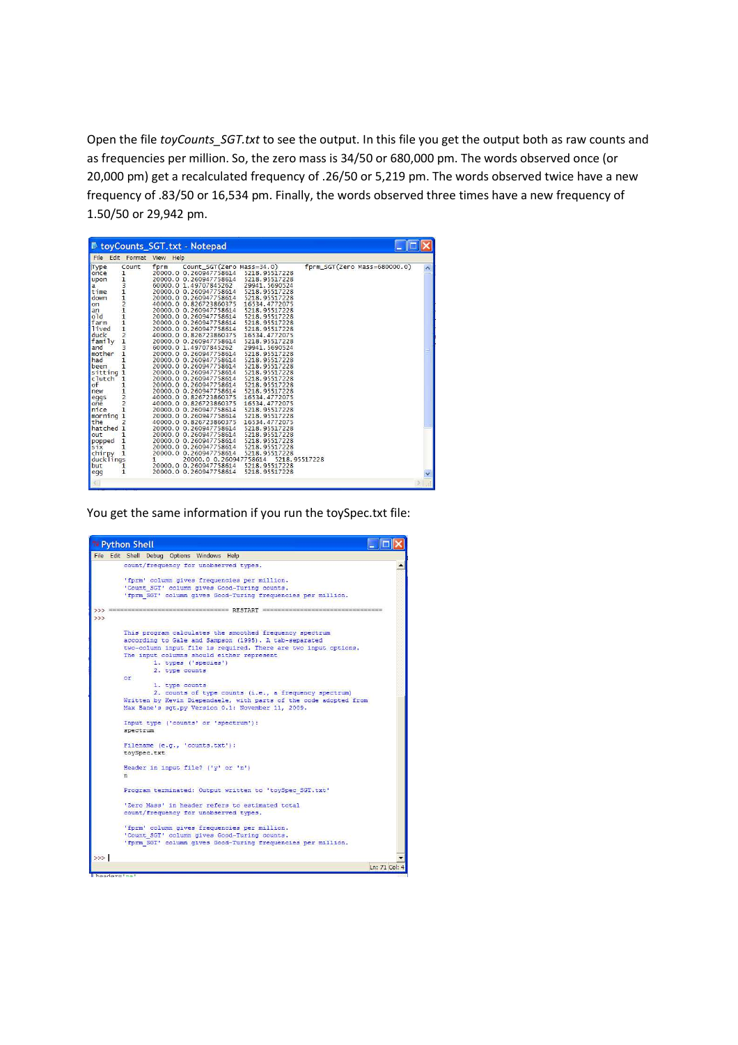Open the file *toyCounts_SGT.txt* to see the output. In this file you get the output both as raw counts and as frequencies per million. So, the zero mass is 34/50 or 680,000 pm. The words observed once (or 20,000 pm) get a recalculated frequency of .26/50 or 5,219 pm. The words observed twice have a new frequency of .83/50 or 16,534 pm. Finally, the words observed three times have a new frequency of 1.50/50 or 29,942 pm.

```
toyCounts_SGT.txt - Notepad
File  Edit  Format  View  Help
Type     Count   fprm     Count_SGT(Zero Mass=34.0)      fprm_SGT(Zero Mass=680000.0)
once     1       20000.0  0.260947758614   5218.95517228
upon     1       20000.0  0.260947758614   5218.95517228
a        3       60000.0  1.49707845262    29941.5690524
time     1       20000.0  0.260947758614   5218.95517228
down     1       20000.0  0.260947758614   5218.95517228
on       2       40000.0  0.826723860375   16534.4772075
an       1       20000.0  0.260947758614   5218.95517228
old      1       20000.0  0.260947758614   5218.95517228
farm     1       20000.0  0.260947758614   5218.95517228
lived    1       20000.0  0.260947758614   5218.95517228
duck     2       40000.0  0.826723860375   16534.4772075
family   1       20000.0  0.260947758614   5218.95517228
and      3       60000.0  1.49707845262    29941.5690524
mother   1       20000.0  0.260947758614   5218.95517228
had      1       20000.0  0.260947758614   5218.95517228
been     1       20000.0  0.260947758614   5218.95517228
sitting  1       20000.0  0.260947758614   5218.95517228
clutch   1       20000.0  0.260947758614   5218.95517228
of       1       20000.0  0.260947758614   5218.95517228
new      1       20000.0  0.260947758614   5218.95517228
eggs     2       40000.0  0.826723860375   16534.4772075
one      2       40000.0  0.826723860375   16534.4772075
nice     1       20000.0  0.260947758614   5218.95517228
morning  1       20000.0  0.260947758614   5218.95517228
the      2       40000.0  0.826723860375   16534.4772075
hatched  1       20000.0  0.260947758614   5218.95517228
out      1       20000.0  0.260947758614   5218.95517228
popped   1       20000.0  0.260947758614   5218.95517228
six      1       20000.0  0.260947758614   5218.95517228
chirpy   1       20000.0  0.260947758614   5218.95517228
ducklings        1        20000.0  0.260947758614   5218.95517228
but      1       20000.0  0.260947758614   5218.95517228
egg      1       20000.0  0.260947758614   5218.95517228
```

You get the same information if you run the toySpec.txt file:

```
Python Shell
File  Edit  Shell  Debug  Options  Windows  Help
        count/frequency for unobserved types.

        'fprm' column gives frequencies per million.
        'Count_SGT' column gives Good-Turing counts.
        'fprm_SGT' column gives Good-Turing frequencies per million.

>>> ================================ RESTART ================================
>>>

        This program calculates the smoothed frequency spectrum
        according to Gale and Sampson (1995). A tab-separated
        two-column input file is required. There are two input options.
        The input columns should either represent
                1. types ('species')
                2. type counts
        or
                1. type counts
                2. counts of type counts (i.e., a frequency spectrum)
        Written by Kevin Diependaele, with parts of the code adopted from
        Max Bane's sgt.py Version 0.1: November 11, 2009.

        Input type ('counts' or 'spectrum'):
        spectrum

        Filename (e.g., 'counts.txt'):
        toySpec.txt

        Header in input file? ('y' or 'n')
        n

        Program terminated: Output written to 'toySpec_SGT.txt'

        'Zero Mass' in header refers to estimated total
        count/frequency for unobserved types.

        'fprm' column gives frequencies per million.
        'Count_SGT' column gives Good-Turing counts.
        'fprm_SGT' column gives Good-Turing frequencies per million.

>>> |
```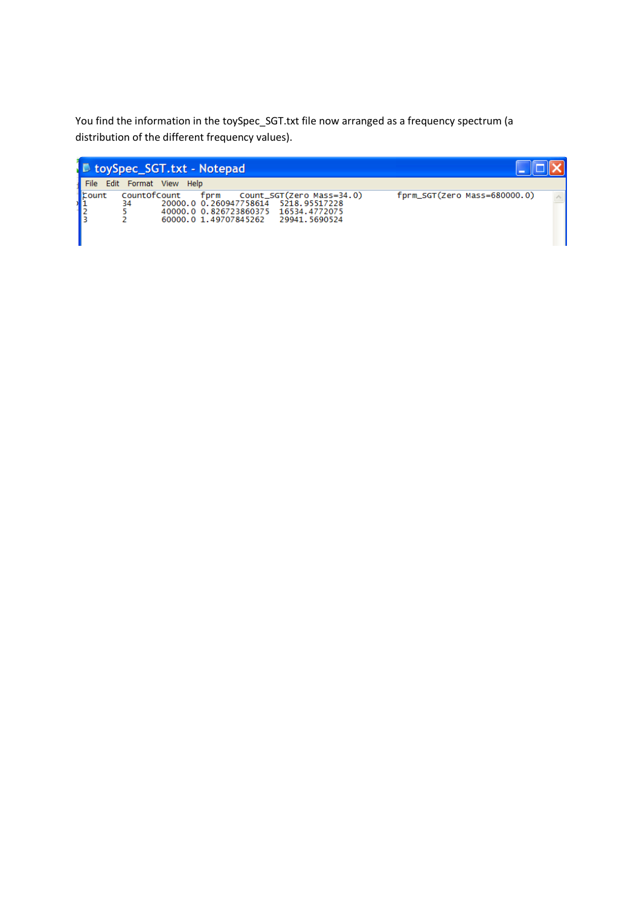You find the information in the toySpec_SGT.txt file now arranged as a frequency spectrum (a distribution of the different frequency values).

toySpec_SGT.txt - Notepad

File Edit Format View Help

| Count | CountOfCount | fprm | Count_SGT(Zero Mass=34.0) | fprm_SGT(Zero Mass=680000.0) |
| --- | --- | --- | --- | --- |
| 1 | 34 | 20000.0 | 0.260947758614 | 5218.95517228 |
| 2 | 5 | 40000.0 | 0.826723860375 | 16534.4772075 |
| 3 | 2 | 60000.0 | 1.49707845262 | 29941.5690524 |